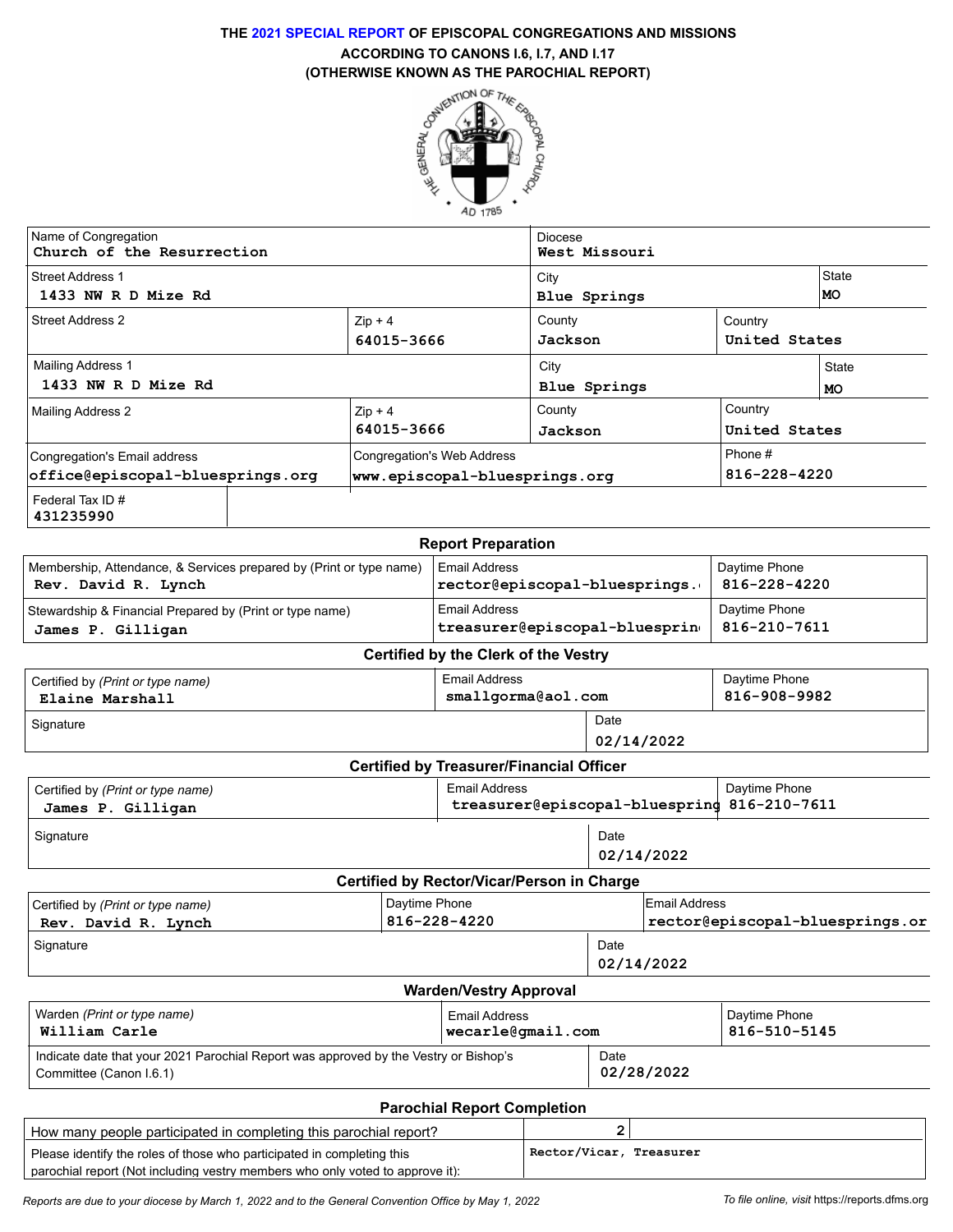# THE 2021 SPECIAL REPORT OF EPISCOPAL CONGREGATIONS AND MISSIONS
## ACCORDING TO CANONS I.6, I.7, AND I.17
## (OTHERWISE KNOWN AS THE PAROCHIAL REPORT)

| | | | |
|---|---|---|---|
| Name of Congregation<br>Church of the Resurrection | | Diocese<br>West Missouri | |
| Street Address 1<br>1433 NW R D Mize Rd | | City<br>Blue Springs | State<br>MO |
| Street Address 2 | Zip + 4<br>64015-3666 | County<br>Jackson | Country<br>United States |
| Mailing Address 1<br>1433 NW R D Mize Rd | | City<br>Blue Springs | State<br>MO |
| Mailing Address 2 | Zip + 4<br>64015-3666 | County<br>Jackson | Country<br>United States |
| Congregation's Email address<br>office@episcopal-bluesprings.org | Congregation's Web Address<br>www.episcopal-bluesprings.org | | Phone #<br>816-228-4220 |
| Federal Tax ID #<br>431235990 | | | |

### Report Preparation

| | | |
|---|---|---|
| Membership, Attendance, & Services prepared by (Print or type name)<br>Rev. David R. Lynch | Email Address<br>rector@episcopal-bluesprings. | Daytime Phone<br>816-228-4220 |
| Stewardship & Financial Prepared by (Print or type name)<br>James P. Gilligan | Email Address<br>treasurer@episcopal-bluesprin | Daytime Phone<br>816-210-7611 |

### Certified by the Clerk of the Vestry

| | | |
|---|---|---|
| Certified by *(Print or type name)*<br>Elaine Marshall | Email Address<br>smallgorma@aol.com | Daytime Phone<br>816-908-9982 |
| Signature | Date<br>02/14/2022 | |

### Certified by Treasurer/Financial Officer

| | | |
|---|---|---|
| Certified by *(Print or type name)*<br>James P. Gilligan | Email Address<br>treasurer@episcopal-bluespring | Daytime Phone<br>816-210-7611 |
| Signature | Date<br>02/14/2022 | |

### Certified by Rector/Vicar/Person in Charge

| | | |
|---|---|---|
| Certified by *(Print or type name)*<br>Rev. David R. Lynch | Daytime Phone<br>816-228-4220 | Email Address<br>rector@episcopal-bluesprings.or |
| Signature | Date<br>02/14/2022 | |

### Warden/Vestry Approval

| | | |
|---|---|---|
| Warden *(Print or type name)*<br>William Carle | Email Address<br>wecarle@gmail.com | Daytime Phone<br>816-510-5145 |
| Indicate date that your 2021 Parochial Report was approved by the Vestry or Bishop's Committee (Canon I.6.1) | Date<br>02/28/2022 | |

### Parochial Report Completion

| | |
|---|---|
| How many people participated in completing this parochial report? | 2 |
| Please identify the roles of those who participated in completing this parochial report (Not including vestry members who only voted to approve it): | Rector/Vicar, Treasurer |

*Reports are due to your diocese by March 1, 2022 and to the General Convention Office by May 1, 2022*

*To file online, visit* https://reports.dfms.org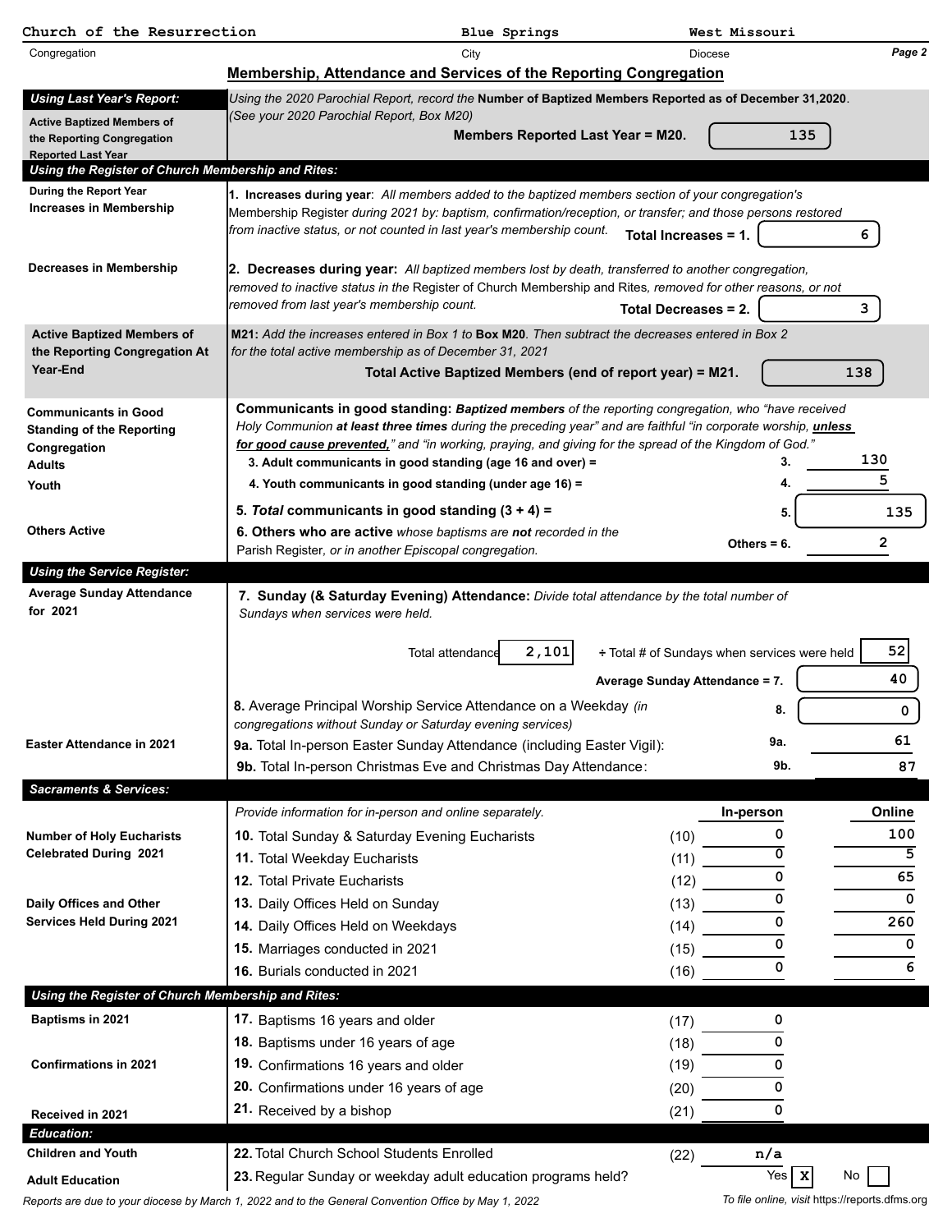| Church of the Resurrection | Blue Springs | West Missouri |
|---|---|---|
| Congregation | City | Diocese |

## Membership, Attendance and Services of the Reporting Congregation

***Using Last Year's Report:***

**Active Baptized Members of the Reporting Congregation Reported Last Year**

*Using the 2020 Parochial Report, record the* **Number of Baptized Members Reported as of December 31,2020**. *(See your 2020 Parochial Report, Box M20)*

**Members Reported Last Year = M20.** 135

***Using the Register of Church Membership and Rites:***

**During the Report Year Increases in Membership**

**1. Increases during year**: *All members added to the baptized members section of your congregation's* Membership Register *during 2021 by: baptism, confirmation/reception, or transfer; and those persons restored from inactive status, or not counted in last year's membership count.* **Total Increases = 1.** 6

**Decreases in Membership**

**2. Decreases during year:** *All baptized members lost by death, transferred to another congregation, removed to inactive status in the* Register of Church Membership and Rites*, removed for other reasons, or not removed from last year's membership count.* **Total Decreases = 2.** 3

**Active Baptized Members of the Reporting Congregation At Year-End**

**M21:** *Add the increases entered in Box 1 to* **Box M20**. *Then subtract the decreases entered in Box 2 for the total active membership as of December 31, 2021*

**Total Active Baptized Members (end of report year) = M21.** 138

**Communicants in Good Standing of the Reporting Congregation**

**Communicants in good standing:** ***Baptized members*** *of the reporting congregation, who "have received Holy Communion* ***at least three times*** *during the preceding year" and are faithful "in corporate worship,* ***unless for good cause prevented,*** *" and "in working, praying, and giving for the spread of the Kingdom of God."*

| | | | |
|---|---|---|---|
| Adults | **3. Adult communicants in good standing (age 16 and over) =** | 3. | 130 |
| Youth | **4. Youth communicants in good standing (under age 16) =** | 4. | 5 |
| | **5. *Total* communicants in good standing (3 + 4) =** | 5. | 135 |
| Others Active | **6. Others who are active** *whose baptisms are* ***not*** *recorded in the* Parish Register, *or in another Episcopal congregation.* | Others = 6. | 2 |

***Using the Service Register:***

**Average Sunday Attendance for 2021**

**7. Sunday (& Saturday Evening) Attendance:** *Divide total attendance by the total number of Sundays when services were held.*

Total attendance 2,101 ÷ Total # of Sundays when services were held 52

**Average Sunday Attendance = 7.** 40

**8.** Average Principal Worship Service Attendance on a Weekday *(in congregations without Sunday or Saturday evening services)* 8. 0

**Easter Attendance in 2021**

**9a.** Total In-person Easter Sunday Attendance (including Easter Vigil): 9a. 61

**9b.** Total In-person Christmas Eve and Christmas Day Attendance: 9b. 87

***Sacraments & Services:***

*Provide information for in-person and online separately.*

| | | | In-person | Online |
|---|---|---|---|---|
| **Number of Holy Eucharists Celebrated During 2021** | **10.** Total Sunday & Saturday Evening Eucharists | (10) | 0 | 100 |
| | **11.** Total Weekday Eucharists | (11) | 0 | 5 |
| | **12.** Total Private Eucharists | (12) | 0 | 65 |
| **Daily Offices and Other Services Held During 2021** | **13.** Daily Offices Held on Sunday | (13) | 0 | 0 |
| | **14.** Daily Offices Held on Weekdays | (14) | 0 | 260 |
| | **15.** Marriages conducted in 2021 | (15) | 0 | 0 |
| | **16.** Burials conducted in 2021 | (16) | 0 | 6 |

***Using the Register of Church Membership and Rites:***

| | | | |
|---|---|---|---|
| **Baptisms in 2021** | **17.** Baptisms 16 years and older | (17) | 0 |
| | **18.** Baptisms under 16 years of age | (18) | 0 |
| **Confirmations in 2021** | **19.** Confirmations 16 years and older | (19) | 0 |
| | **20.** Confirmations under 16 years of age | (20) | 0 |
| **Received in 2021** | **21.** Received by a bishop | (21) | 0 |

***Education:***

| | | | |
|---|---|---|---|
| **Children and Youth** | **22.** Total Church School Students Enrolled | (22) | n/a |
| **Adult Education** | **23.** Regular Sunday or weekday adult education programs held? | | Yes [X] No [ ] |

*Reports are due to your diocese by March 1, 2022 and to the General Convention Office by May 1, 2022*

*To file online, visit* https://reports.dfms.org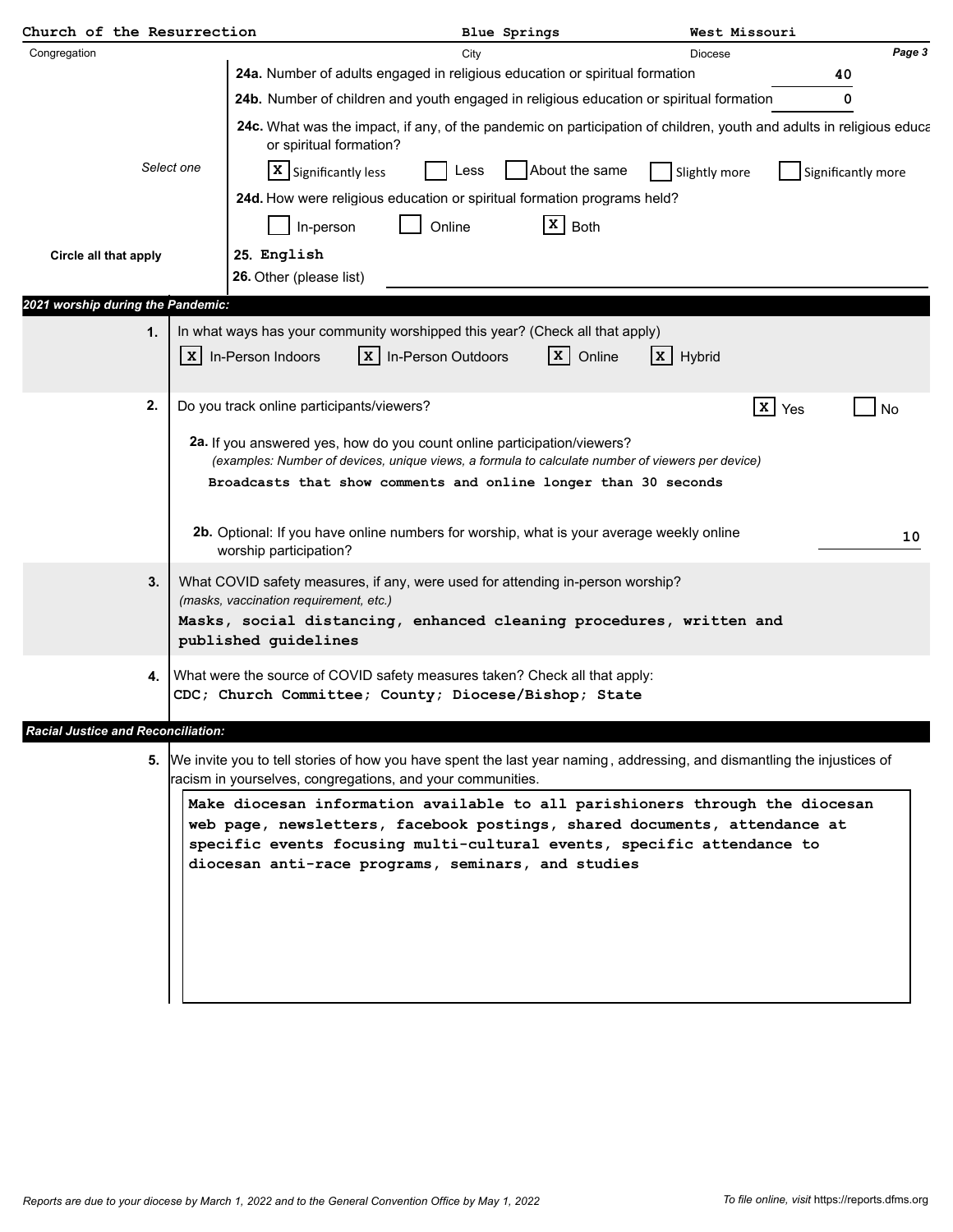| Church of the Resurrection | Blue Springs | West Missouri |
|---|---|---|
| Congregation | City | Diocese |

**24a.** Number of adults engaged in religious education or spiritual formation: 40

**24b.** Number of children and youth engaged in religious education or spiritual formation: 0

**24c.** What was the impact, if any, of the pandemic on participation of children, youth and adults in religious education or spiritual formation?

*Select one*

- [x] Significantly less
- [ ] Less
- [ ] About the same
- [ ] Slightly more
- [ ] Significantly more

**24d.** How were religious education or spiritual formation programs held?

- [ ] In-person
- [ ] Online
- [x] Both

**Circle all that apply**

**25.** English

**26.** Other (please list)

## 2021 worship during the Pandemic:

**1.** In what ways has your community worshipped this year? (Check all that apply)

- [x] In-Person Indoors
- [x] In-Person Outdoors
- [x] Online
- [x] Hybrid

**2.** Do you track online participants/viewers?

- [x] Yes
- [ ] No

**2a.** If you answered yes, how do you count online participation/viewers?
*(examples: Number of devices, unique views, a formula to calculate number of viewers per device)*

Broadcasts that show comments and online longer than 30 seconds

**2b.** Optional: If you have online numbers for worship, what is your average weekly online worship participation? 10

**3.** What COVID safety measures, if any, were used for attending in-person worship?
*(masks, vaccination requirement, etc.)*

Masks, social distancing, enhanced cleaning procedures, written and published guidelines

**4.** What were the source of COVID safety measures taken? Check all that apply:

CDC; Church Committee; County; Diocese/Bishop; State

## Racial Justice and Reconciliation:

**5.** We invite you to tell stories of how you have spent the last year naming, addressing, and dismantling the injustices of racism in yourselves, congregations, and your communities.

Make diocesan information available to all parishioners through the diocesan web page, newsletters, facebook postings, shared documents, attendance at specific events focusing multi-cultural events, specific attendance to diocesan anti-race programs, seminars, and studies

Reports are due to your diocese by March 1, 2022 and to the General Convention Office by May 1, 2022

To file online, visit https://reports.dfms.org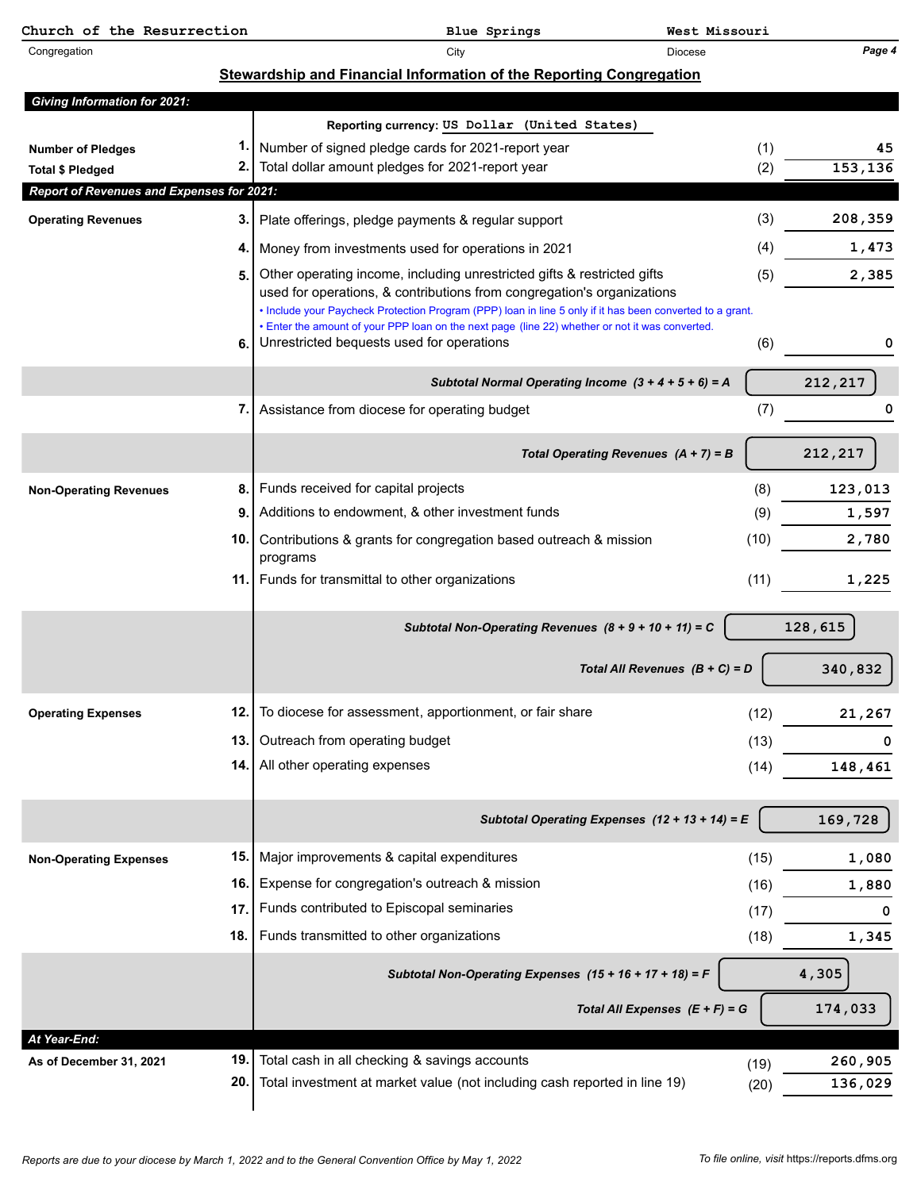Church of the Resurrection — Blue Springs — West Missouri

Congregation — City — Diocese

## Stewardship and Financial Information of the Reporting Congregation

### Giving Information for 2021:

Reporting currency: US Dollar (United States)

| | | | | |
|---|---|---|---|---|
| Number of Pledges | 1. | Number of signed pledge cards for 2021-report year | (1) | 45 |
| Total $ Pledged | 2. | Total dollar amount pledges for 2021-report year | (2) | 153,136 |

### Report of Revenues and Expenses for 2021:

| | | | | |
|---|---|---|---|---|
| Operating Revenues | 3. | Plate offerings, pledge payments & regular support | (3) | 208,359 |
| | 4. | Money from investments used for operations in 2021 | (4) | 1,473 |
| | 5. | Other operating income, including unrestricted gifts & restricted gifts used for operations, & contributions from congregation's organizations<br>• Include your Paycheck Protection Program (PPP) loan in line 5 only if it has been converted to a grant.<br>• Enter the amount of your PPP loan on the next page (line 22) whether or not it was converted. | (5) | 2,385 |
| | 6. | Unrestricted bequests used for operations | (6) | 0 |
| | | *Subtotal Normal Operating Income (3 + 4 + 5 + 6) = A* | | 212,217 |
| | 7. | Assistance from diocese for operating budget | (7) | 0 |
| | | *Total Operating Revenues (A + 7) = B* | | 212,217 |
| Non-Operating Revenues | 8. | Funds received for capital projects | (8) | 123,013 |
| | 9. | Additions to endowment, & other investment funds | (9) | 1,597 |
| | 10. | Contributions & grants for congregation based outreach & mission programs | (10) | 2,780 |
| | 11. | Funds for transmittal to other organizations | (11) | 1,225 |
| | | *Subtotal Non-Operating Revenues (8 + 9 + 10 + 11) = C* | | 128,615 |
| | | *Total All Revenues (B + C) = D* | | 340,832 |
| Operating Expenses | 12. | To diocese for assessment, apportionment, or fair share | (12) | 21,267 |
| | 13. | Outreach from operating budget | (13) | 0 |
| | 14. | All other operating expenses | (14) | 148,461 |
| | | *Subtotal Operating Expenses (12 + 13 + 14) = E* | | 169,728 |
| Non-Operating Expenses | 15. | Major improvements & capital expenditures | (15) | 1,080 |
| | 16. | Expense for congregation's outreach & mission | (16) | 1,880 |
| | 17. | Funds contributed to Episcopal seminaries | (17) | 0 |
| | 18. | Funds transmitted to other organizations | (18) | 1,345 |
| | | *Subtotal Non-Operating Expenses (15 + 16 + 17 + 18) = F* | | 4,305 |
| | | *Total All Expenses (E + F) = G* | | 174,033 |

### At Year-End:

| | | | | |
|---|---|---|---|---|
| As of December 31, 2021 | 19. | Total cash in all checking & savings accounts | (19) | 260,905 |
| | 20. | Total investment at market value (not including cash reported in line 19) | (20) | 136,029 |

*Reports are due to your diocese by March 1, 2022 and to the General Convention Office by May 1, 2022*

*To file online, visit* https://reports.dfms.org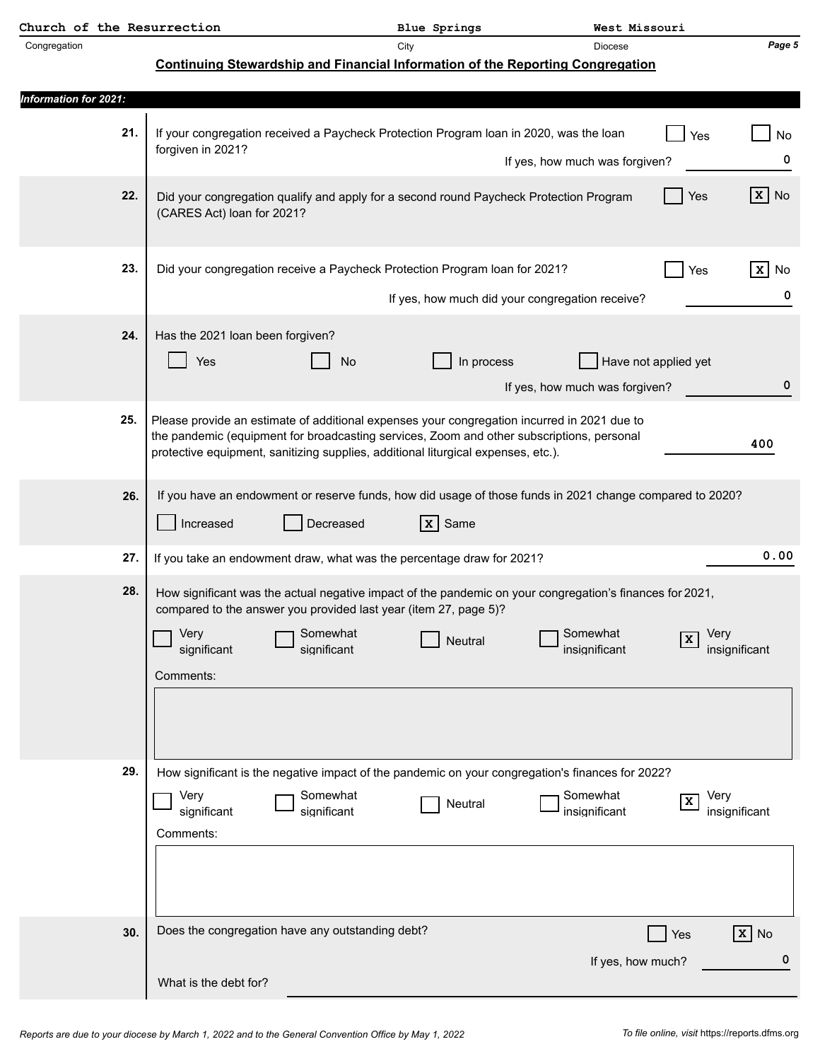| | | |
|---|---|---|
| Church of the Resurrection | Blue Springs | West Missouri |
| Congregation | City | Diocese |

## Continuing Stewardship and Financial Information of the Reporting Congregation

***Information for 2021:***

**21.** If your congregation received a Paycheck Protection Program loan in 2020, was the loan forgiven in 2021?

[ ] Yes [ ] No

If yes, how much was forgiven? 0

**22.** Did your congregation qualify and apply for a second round Paycheck Protection Program (CARES Act) loan for 2021?

[ ] Yes [X] No

**23.** Did your congregation receive a Paycheck Protection Program loan for 2021?

[ ] Yes [X] No

If yes, how much did your congregation receive? 0

**24.** Has the 2021 loan been forgiven?

[ ] Yes [ ] No [ ] In process [ ] Have not applied yet

If yes, how much was forgiven? 0

**25.** Please provide an estimate of additional expenses your congregation incurred in 2021 due to the pandemic (equipment for broadcasting services, Zoom and other subscriptions, personal protective equipment, sanitizing supplies, additional liturgical expenses, etc.). 400

**26.** If you have an endowment or reserve funds, how did usage of those funds in 2021 change compared to 2020?

[ ] Increased [ ] Decreased [X] Same

**27.** If you take an endowment draw, what was the percentage draw for 2021? 0.00

**28.** How significant was the actual negative impact of the pandemic on your congregation's finances for 2021, compared to the answer you provided last year (item 27, page 5)?

[ ] Very significant [ ] Somewhat significant [ ] Neutral [ ] Somewhat insignificant [X] Very insignificant

Comments:

**29.** How significant is the negative impact of the pandemic on your congregation's finances for 2022?

[ ] Very significant [ ] Somewhat significant [ ] Neutral [ ] Somewhat insignificant [X] Very insignificant

Comments:

**30.** Does the congregation have any outstanding debt?

[ ] Yes [X] No

If yes, how much? 0

What is the debt for?

*Reports are due to your diocese by March 1, 2022 and to the General Convention Office by May 1, 2022*

*To file online, visit* https://reports.dfms.org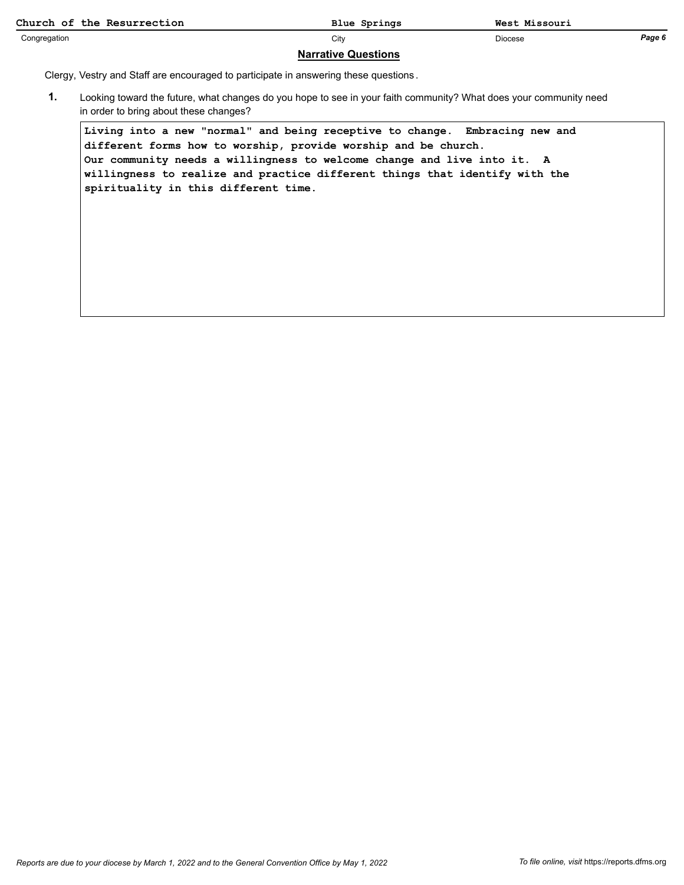| Church of the Resurrection | Blue Springs | West Missouri |
| --- | --- | --- |
| Congregation | City | Diocese |

## Narrative Questions

Clergy, Vestry and Staff are encouraged to participate in answering these questions.

**1.** Looking toward the future, what changes do you hope to see in your faith community? What does your community need in order to bring about these changes?

**Living into a new "normal" and being receptive to change. Embracing new and different forms how to worship, provide worship and be church.
Our community needs a willingness to welcome change and live into it. A willingness to realize and practice different things that identify with the spirituality in this different time.**

*Reports are due to your diocese by March 1, 2022 and to the General Convention Office by May 1, 2022*

*To file online, visit* https://reports.dfms.org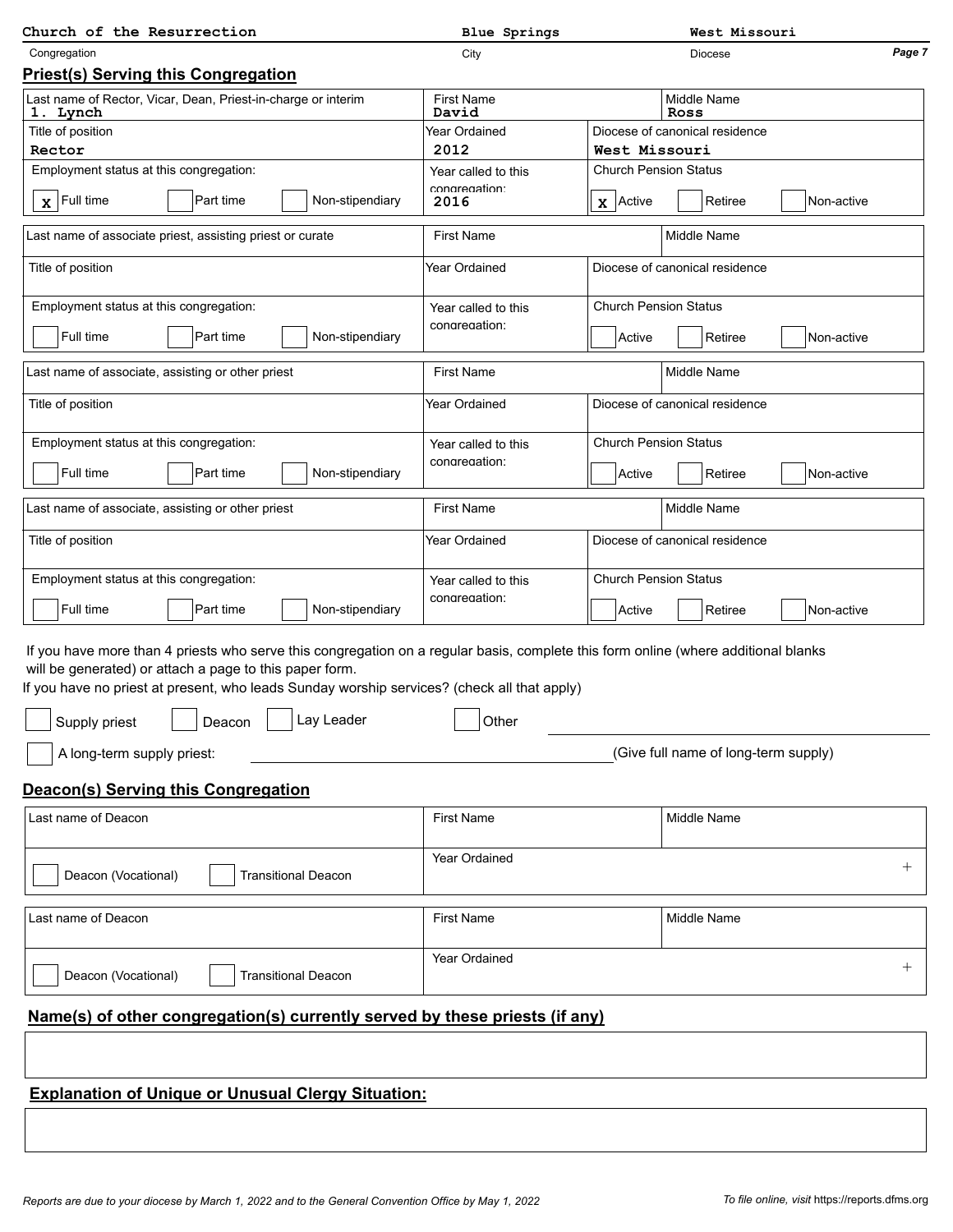| Church of the Resurrection | Blue Springs | West Missouri |
|---|---|---|
| Congregation | City | Diocese |

## Priest(s) Serving this Congregation

| Last name of Rector, Vicar, Dean, Priest-in-charge or interim | First Name | Middle Name |
|---|---|---|
| 1. Lynch | David | Ross |
| **Title of position** | **Year Ordained** | **Diocese of canonical residence** |
| Rector | 2012 | West Missouri |
| **Employment status at this congregation:** | **Year called to this congregation:** | **Church Pension Status** |
| [x] Full time [ ] Part time [ ] Non-stipendiary | 2016 | [x] Active [ ] Retiree [ ] Non-active |

| Last name of associate priest, assisting priest or curate | First Name | Middle Name |
|---|---|---|
| | | |
| **Title of position** | **Year Ordained** | **Diocese of canonical residence** |
| | | |
| **Employment status at this congregation:** | **Year called to this congregation:** | **Church Pension Status** |
| [ ] Full time [ ] Part time [ ] Non-stipendiary | | [ ] Active [ ] Retiree [ ] Non-active |

| Last name of associate, assisting or other priest | First Name | Middle Name |
|---|---|---|
| | | |
| **Title of position** | **Year Ordained** | **Diocese of canonical residence** |
| | | |
| **Employment status at this congregation:** | **Year called to this congregation:** | **Church Pension Status** |
| [ ] Full time [ ] Part time [ ] Non-stipendiary | | [ ] Active [ ] Retiree [ ] Non-active |

| Last name of associate, assisting or other priest | First Name | Middle Name |
|---|---|---|
| | | |
| **Title of position** | **Year Ordained** | **Diocese of canonical residence** |
| | | |
| **Employment status at this congregation:** | **Year called to this congregation:** | **Church Pension Status** |
| [ ] Full time [ ] Part time [ ] Non-stipendiary | | [ ] Active [ ] Retiree [ ] Non-active |

If you have more than 4 priests who serve this congregation on a regular basis, complete this form online (where additional blanks will be generated) or attach a page to this paper form.

If you have no priest at present, who leads Sunday worship services? (check all that apply)

[ ] Supply priest [ ] Deacon [ ] Lay Leader [ ] Other ______________________

[ ] A long-term supply priest: ______________________ (Give full name of long-term supply)

## Deacon(s) Serving this Congregation

| Last name of Deacon | First Name | Middle Name |
|---|---|---|
| | | |
| [ ] Deacon (Vocational) [ ] Transitional Deacon | **Year Ordained** | |

| Last name of Deacon | First Name | Middle Name |
|---|---|---|
| | | |
| [ ] Deacon (Vocational) [ ] Transitional Deacon | **Year Ordained** | |

## Name(s) of other congregation(s) currently served by these priests (if any)

## Explanation of Unique or Unusual Clergy Situation:

*Reports are due to your diocese by March 1, 2022 and to the General Convention Office by May 1, 2022*

*To file online, visit* https://reports.dfms.org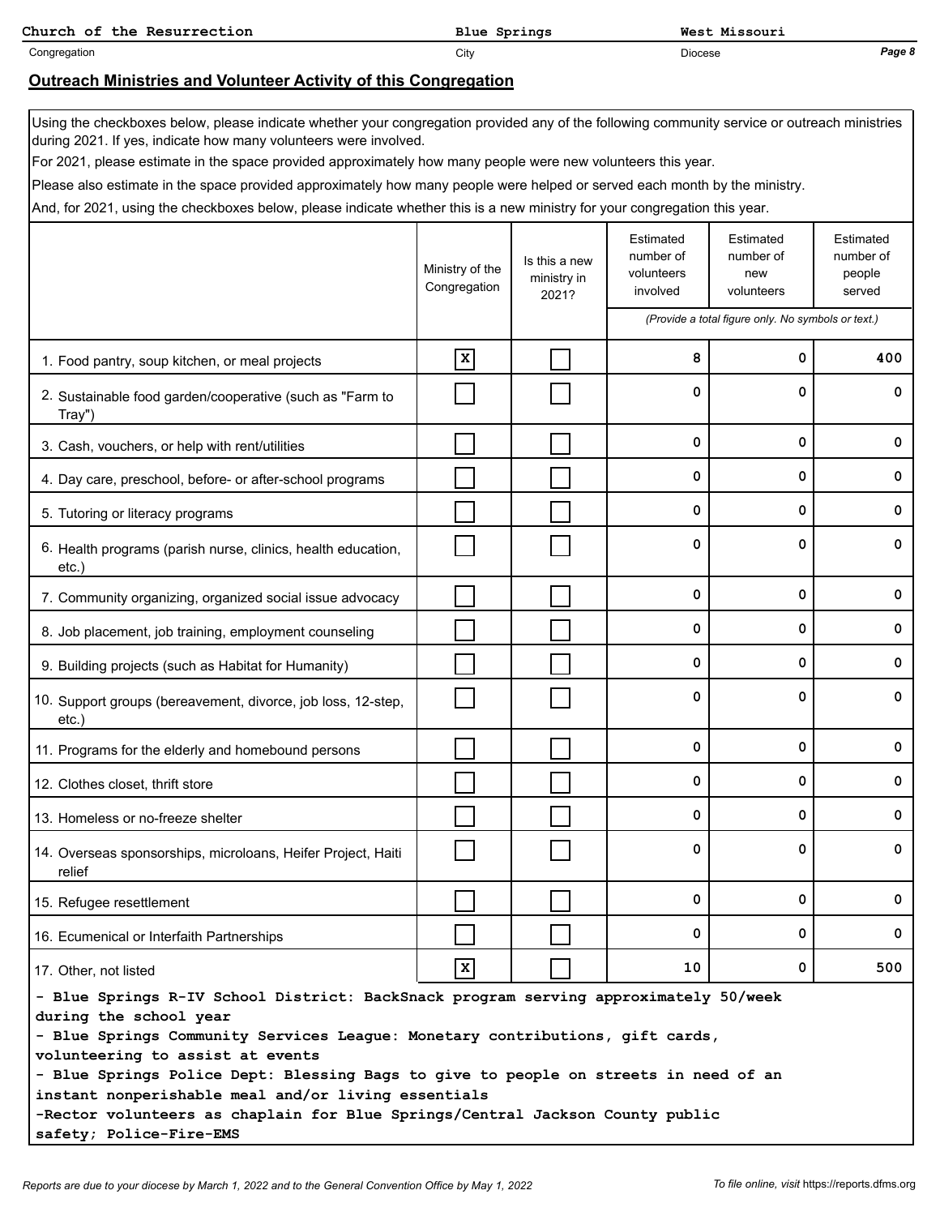| Church of the Resurrection | Blue Springs | West Missouri |
|---|---|---|
| Congregation | City | Diocese |

## Outreach Ministries and Volunteer Activity of this Congregation

Using the checkboxes below, please indicate whether your congregation provided any of the following community service or outreach ministries during 2021. If yes, indicate how many volunteers were involved.

For 2021, please estimate in the space provided approximately how many people were new volunteers this year.

Please also estimate in the space provided approximately how many people were helped or served each month by the ministry.

And, for 2021, using the checkboxes below, please indicate whether this is a new ministry for your congregation this year.

| | Ministry of the Congregation | Is this a new ministry in 2021? | Estimated number of volunteers involved | Estimated number of new volunteers | Estimated number of people served |
|---|---|---|---|---|---|
| | | | *(Provide a total figure only. No symbols or text.)* | | |
| 1. Food pantry, soup kitchen, or meal projects | [X] | [ ] | 8 | 0 | 400 |
| 2. Sustainable food garden/cooperative (such as "Farm to Tray") | [ ] | [ ] | 0 | 0 | 0 |
| 3. Cash, vouchers, or help with rent/utilities | [ ] | [ ] | 0 | 0 | 0 |
| 4. Day care, preschool, before- or after-school programs | [ ] | [ ] | 0 | 0 | 0 |
| 5. Tutoring or literacy programs | [ ] | [ ] | 0 | 0 | 0 |
| 6. Health programs (parish nurse, clinics, health education, etc.) | [ ] | [ ] | 0 | 0 | 0 |
| 7. Community organizing, organized social issue advocacy | [ ] | [ ] | 0 | 0 | 0 |
| 8. Job placement, job training, employment counseling | [ ] | [ ] | 0 | 0 | 0 |
| 9. Building projects (such as Habitat for Humanity) | [ ] | [ ] | 0 | 0 | 0 |
| 10. Support groups (bereavement, divorce, job loss, 12-step, etc.) | [ ] | [ ] | 0 | 0 | 0 |
| 11. Programs for the elderly and homebound persons | [ ] | [ ] | 0 | 0 | 0 |
| 12. Clothes closet, thrift store | [ ] | [ ] | 0 | 0 | 0 |
| 13. Homeless or no-freeze shelter | [ ] | [ ] | 0 | 0 | 0 |
| 14. Overseas sponsorships, microloans, Heifer Project, Haiti relief | [ ] | [ ] | 0 | 0 | 0 |
| 15. Refugee resettlement | [ ] | [ ] | 0 | 0 | 0 |
| 16. Ecumenical or Interfaith Partnerships | [ ] | [ ] | 0 | 0 | 0 |
| 17. Other, not listed | [X] | [ ] | 10 | 0 | 500 |

- Blue Springs R-IV School District: BackSnack program serving approximately 50/week during the school year
- Blue Springs Community Services League: Monetary contributions, gift cards, volunteering to assist at events
- Blue Springs Police Dept: Blessing Bags to give to people on streets in need of an instant nonperishable meal and/or living essentials
- Rector volunteers as chaplain for Blue Springs/Central Jackson County public safety; Police-Fire-EMS

*Reports are due to your diocese by March 1, 2022 and to the General Convention Office by May 1, 2022*

*To file online, visit* https://reports.dfms.org